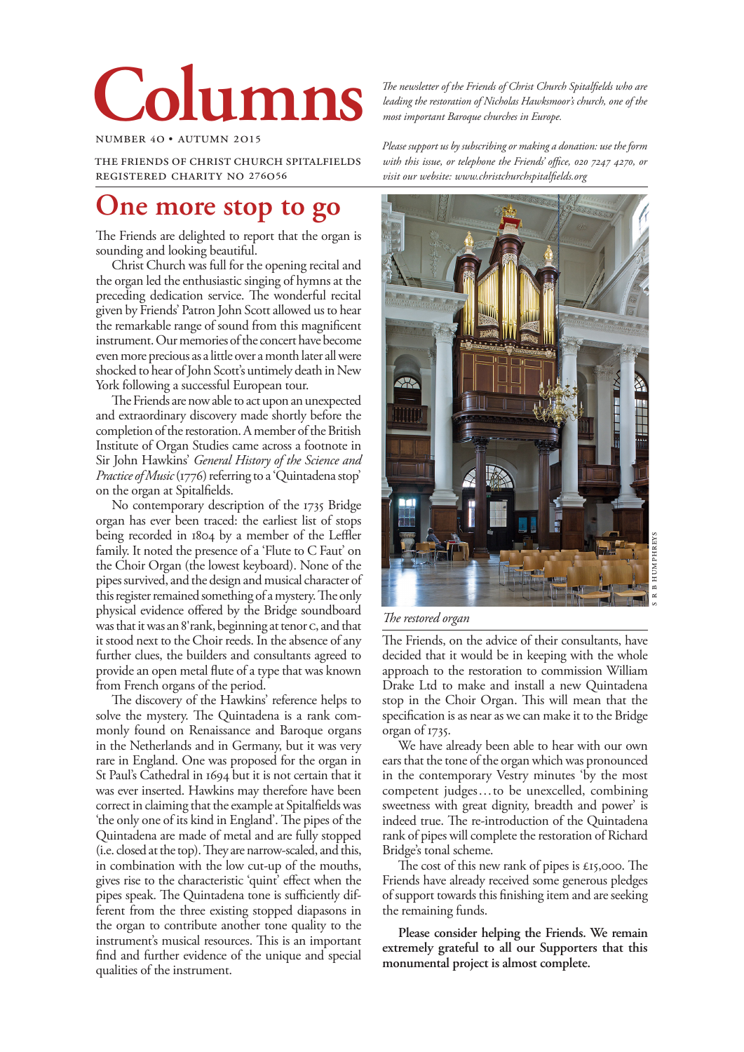# Columns

NUMBER 40 • AUTUMN 2015

THE FRIENDS OF CHRIST CHURCH SPITALFIELDS
REGISTERED CHARITY NO 276056

*The newsletter of the Friends of Christ Church Spitalfields who are leading the restoration of Nicholas Hawksmoor's church, one of the most important Baroque churches in Europe.*

*Please support us by subscribing or making a donation: use the form with this issue, or telephone the Friends' office, 020 7247 4270, or visit our website: www.christchurchspitalfields.org*

## One more stop to go

The Friends are delighted to report that the organ is sounding and looking beautiful.

Christ Church was full for the opening recital and the organ led the enthusiastic singing of hymns at the preceding dedication service. The wonderful recital given by Friends' Patron John Scott allowed us to hear the remarkable range of sound from this magnificent instrument. Our memories of the concert have become even more precious as a little over a month later all were shocked to hear of John Scott's untimely death in New York following a successful European tour.

The Friends are now able to act upon an unexpected and extraordinary discovery made shortly before the completion of the restoration. A member of the British Institute of Organ Studies came across a footnote in Sir John Hawkins' *General History of the Science and Practice of Music* (1776) referring to a 'Quintadena stop' on the organ at Spitalfields.

No contemporary description of the 1735 Bridge organ has ever been traced: the earliest list of stops being recorded in 1804 by a member of the Leffler family. It noted the presence of a 'Flute to C Faut' on the Choir Organ (the lowest keyboard). None of the pipes survived, and the design and musical character of this register remained something of a mystery. The only physical evidence offered by the Bridge soundboard was that it was an 8' rank, beginning at tenor c, and that it stood next to the Choir reeds. In the absence of any further clues, the builders and consultants agreed to provide an open metal flute of a type that was known from French organs of the period.

The discovery of the Hawkins' reference helps to solve the mystery. The Quintadena is a rank commonly found on Renaissance and Baroque organs in the Netherlands and in Germany, but it was very rare in England. One was proposed for the organ in St Paul's Cathedral in 1694 but it is not certain that it was ever inserted. Hawkins may therefore have been correct in claiming that the example at Spitalfields was 'the only one of its kind in England'. The pipes of the Quintadena are made of metal and are fully stopped (i.e. closed at the top). They are narrow-scaled, and this, in combination with the low cut-up of the mouths, gives rise to the characteristic 'quint' effect when the pipes speak. The Quintadena tone is sufficiently different from the three existing stopped diapasons in the organ to contribute another tone quality to the instrument's musical resources. This is an important find and further evidence of the unique and special qualities of the instrument.

*The restored organ*

S R B HUMPHREYS

The Friends, on the advice of their consultants, have decided that it would be in keeping with the whole approach to the restoration to commission William Drake Ltd to make and install a new Quintadena stop in the Choir Organ. This will mean that the specification is as near as we can make it to the Bridge organ of 1735.

We have already been able to hear with our own ears that the tone of the organ which was pronounced in the contemporary Vestry minutes 'by the most competent judges…to be unexcelled, combining sweetness with great dignity, breadth and power' is indeed true. The re-introduction of the Quintadena rank of pipes will complete the restoration of Richard Bridge's tonal scheme.

The cost of this new rank of pipes is £15,000. The Friends have already received some generous pledges of support towards this finishing item and are seeking the remaining funds.

**Please consider helping the Friends. We remain extremely grateful to all our Supporters that this monumental project is almost complete.**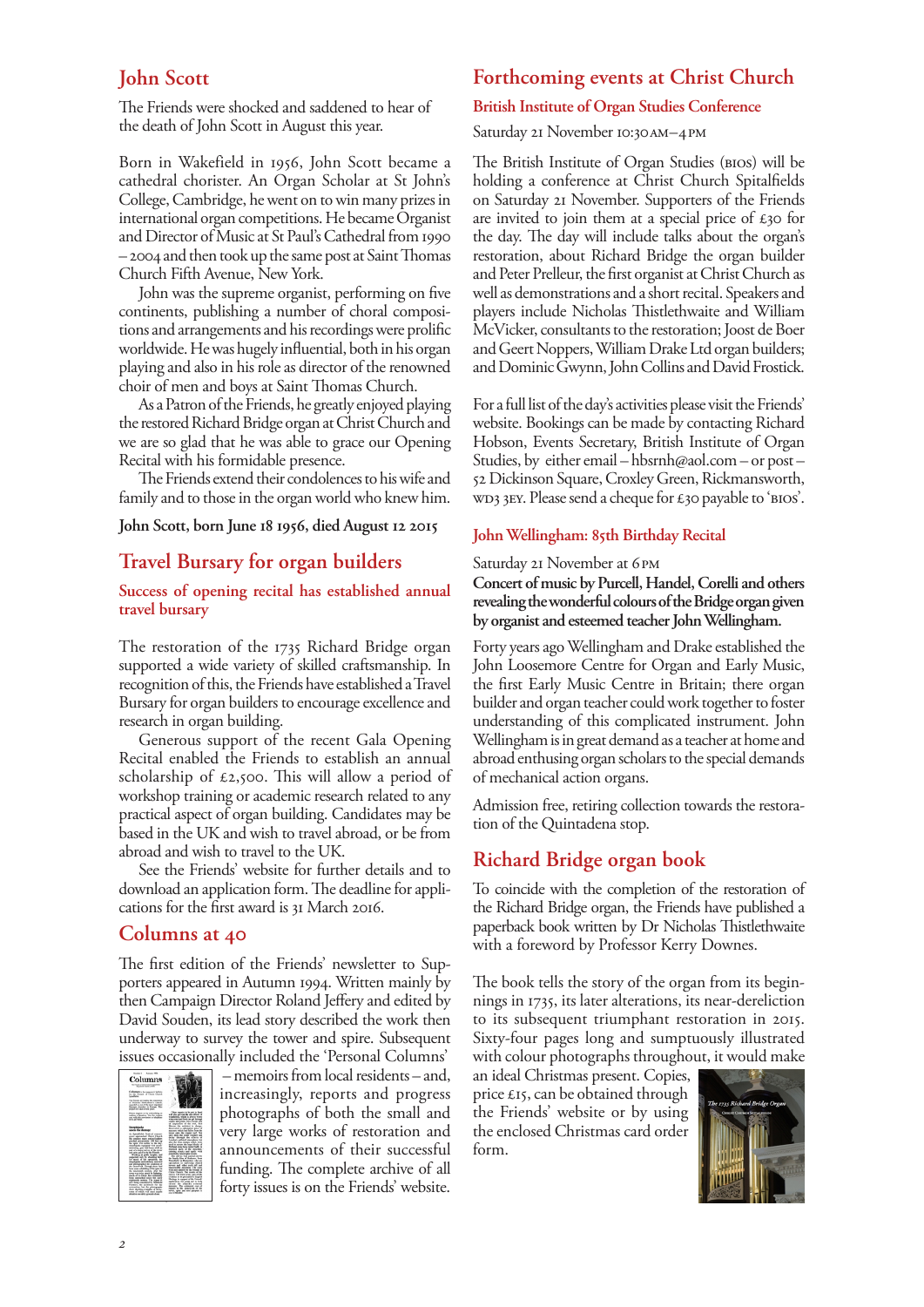## John Scott

The Friends were shocked and saddened to hear of the death of John Scott in August this year.

Born in Wakefield in 1956, John Scott became a cathedral chorister. An Organ Scholar at St John's College, Cambridge, he went on to win many prizes in international organ competitions. He became Organist and Director of Music at St Paul's Cathedral from 1990 – 2004 and then took up the same post at Saint Thomas Church Fifth Avenue, New York.

John was the supreme organist, performing on five continents, publishing a number of choral compositions and arrangements and his recordings were prolific worldwide. He was hugely influential, both in his organ playing and also in his role as director of the renowned choir of men and boys at Saint Thomas Church.

As a Patron of the Friends, he greatly enjoyed playing the restored Richard Bridge organ at Christ Church and we are so glad that he was able to grace our Opening Recital with his formidable presence.

The Friends extend their condolences to his wife and family and to those in the organ world who knew him.

**John Scott, born June 18 1956, died August 12 2015**

## Travel Bursary for organ builders

### Success of opening recital has established annual travel bursary

The restoration of the 1735 Richard Bridge organ supported a wide variety of skilled craftsmanship. In recognition of this, the Friends have established a Travel Bursary for organ builders to encourage excellence and research in organ building.

Generous support of the recent Gala Opening Recital enabled the Friends to establish an annual scholarship of £2,500. This will allow a period of workshop training or academic research related to any practical aspect of organ building. Candidates may be based in the UK and wish to travel abroad, or be from abroad and wish to travel to the UK.

See the Friends' website for further details and to download an application form. The deadline for applications for the first award is 31 March 2016.

## Columns at 40

The first edition of the Friends' newsletter to Supporters appeared in Autumn 1994. Written mainly by then Campaign Director Roland Jeffery and edited by David Souden, its lead story described the work then underway to survey the tower and spire. Subsequent issues occasionally included the 'Personal Columns' – memoirs from local residents – and, increasingly, reports and progress photographs of both the small and very large works of restoration and announcements of their successful funding. The complete archive of all forty issues is on the Friends' website.

## Forthcoming events at Christ Church

### British Institute of Organ Studies Conference

Saturday 21 November 10:30AM–4PM

The British Institute of Organ Studies (BIOS) will be holding a conference at Christ Church Spitalfields on Saturday 21 November. Supporters of the Friends are invited to join them at a special price of £30 for the day. The day will include talks about the organ's restoration, about Richard Bridge the organ builder and Peter Prelleur, the first organist at Christ Church as well as demonstrations and a short recital. Speakers and players include Nicholas Thistlethwaite and William McVicker, consultants to the restoration; Joost de Boer and Geert Noppers, William Drake Ltd organ builders; and Dominic Gwynn, John Collins and David Frostick.

For a full list of the day's activities please visit the Friends' website. Bookings can be made by contacting Richard Hobson, Events Secretary, British Institute of Organ Studies, by either email – hbsrnh@aol.com – or post – 52 Dickinson Square, Croxley Green, Rickmansworth, WD3 3EY. Please send a cheque for £30 payable to 'BIOS'.

### John Wellingham: 85th Birthday Recital

Saturday 21 November at 6PM

**Concert of music by Purcell, Handel, Corelli and others revealing the wonderful colours of the Bridge organ given by organist and esteemed teacher John Wellingham.**

Forty years ago Wellingham and Drake established the John Loosemore Centre for Organ and Early Music, the first Early Music Centre in Britain; there organ builder and organ teacher could work together to foster understanding of this complicated instrument. John Wellingham is in great demand as a teacher at home and abroad enthusing organ scholars to the special demands of mechanical action organs.

Admission free, retiring collection towards the restoration of the Quintadena stop.

## Richard Bridge organ book

To coincide with the completion of the restoration of the Richard Bridge organ, the Friends have published a paperback book written by Dr Nicholas Thistlethwaite with a foreword by Professor Kerry Downes.

The book tells the story of the organ from its beginnings in 1735, its later alterations, its near-dereliction to its subsequent triumphant restoration in 2015. Sixty-four pages long and sumptuously illustrated with colour photographs throughout, it would make an ideal Christmas present. Copies, price £15, can be obtained through the Friends' website or by using the enclosed Christmas card order form.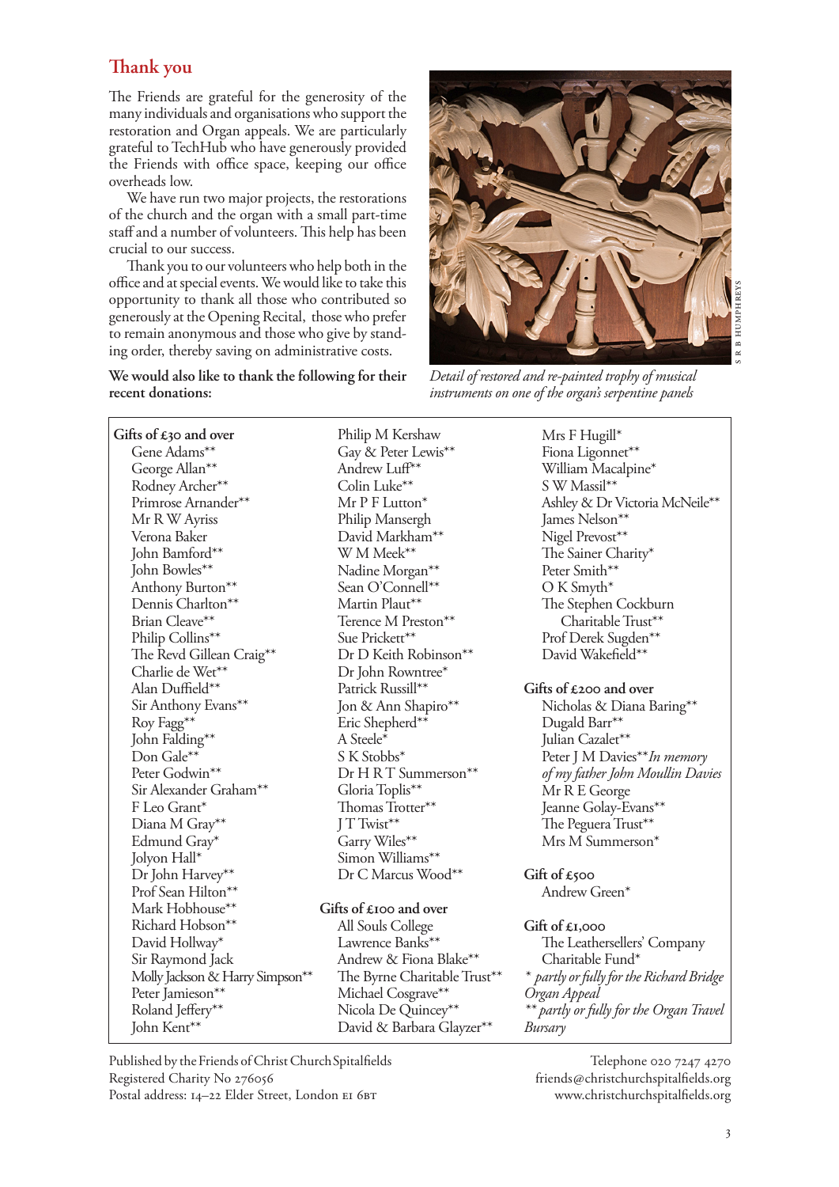## Thank you

The Friends are grateful for the generosity of the many individuals and organisations who support the restoration and Organ appeals. We are particularly grateful to TechHub who have generously provided the Friends with office space, keeping our office overheads low.

We have run two major projects, the restorations of the church and the organ with a small part-time staff and a number of volunteers. This help has been crucial to our success.

Thank you to our volunteers who help both in the office and at special events. We would like to take this opportunity to thank all those who contributed so generously at the Opening Recital, those who prefer to remain anonymous and those who give by standing order, thereby saving on administrative costs.

**We would also like to thank the following for their recent donations:**

S R B HUMPHREYS

*Detail of restored and re-painted trophy of musical instruments on one of the organ's serpentine panels*

**Gifts of £30 and over**

Gene Adams**
George Allan**
Rodney Archer**
Primrose Arnander**
Mr R W Ayriss
Verona Baker
John Bamford**
John Bowles**
Anthony Burton**
Dennis Charlton**
Brian Cleave**
Philip Collins**
The Revd Gillean Craig**
Charlie de Wet**
Alan Duffield**
Sir Anthony Evans**
Roy Fagg**
John Falding**
Don Gale**
Peter Godwin**
Sir Alexander Graham**
F Leo Grant*
Diana M Gray**
Edmund Gray*
Jolyon Hall*
Dr John Harvey**
Prof Sean Hilton**
Mark Hobhouse**
Richard Hobson**
David Hollway*
Sir Raymond Jack
Molly Jackson & Harry Simpson**
Peter Jamieson**
Roland Jeffery**
John Kent**
Philip M Kershaw
Gay & Peter Lewis**
Andrew Luff**
Colin Luke**
Mr P F Lutton*
Philip Mansergh
David Markham**
W M Meek**
Nadine Morgan**
Sean O'Connell**
Martin Plaut**
Terence M Preston**
Sue Prickett**
Dr D Keith Robinson**
Dr John Rowntree*
Patrick Russill**
Jon & Ann Shapiro**
Eric Shepherd**
A Steele*
S K Stobbs*
Dr H R T Summerson**
Gloria Toplis**
Thomas Trotter**
J T Twist**
Garry Wiles**
Simon Williams**
Dr C Marcus Wood**
Mrs F Hugill*
Fiona Ligonnet**
William Macalpine*
S W Massil**
Ashley & Dr Victoria McNeile**
James Nelson**
Nigel Prevost**
The Sainer Charity*
Peter Smith**
O K Smyth*
The Stephen Cockburn Charitable Trust**
Prof Derek Sugden**
David Wakefield**

**Gifts of £100 and over**

All Souls College
Lawrence Banks**
Andrew & Fiona Blake**
The Byrne Charitable Trust**
Michael Cosgrave**
Nicola De Quincey**
David & Barbara Glayzer**

**Gifts of £200 and over**

Nicholas & Diana Baring**
Dugald Barr**
Julian Cazalet**
Peter J M Davies** *In memory of my father John Moullin Davies*
Mr R E George
Jeanne Golay-Evans**
The Peguera Trust**
Mrs M Summerson*

**Gift of £500**

Andrew Green*

**Gift of £1,000**

The Leathersellers' Company Charitable Fund*

*\* partly or fully for the Richard Bridge Organ Appeal*
*\*\* partly or fully for the Organ Travel Bursary*

Published by the Friends of Christ Church Spitalfields
Registered Charity No 276056
Postal address: 14–22 Elder Street, London E1 6BT

Telephone 020 7247 4270
friends@christchurchspitalfields.org
www.christchurchspitalfields.org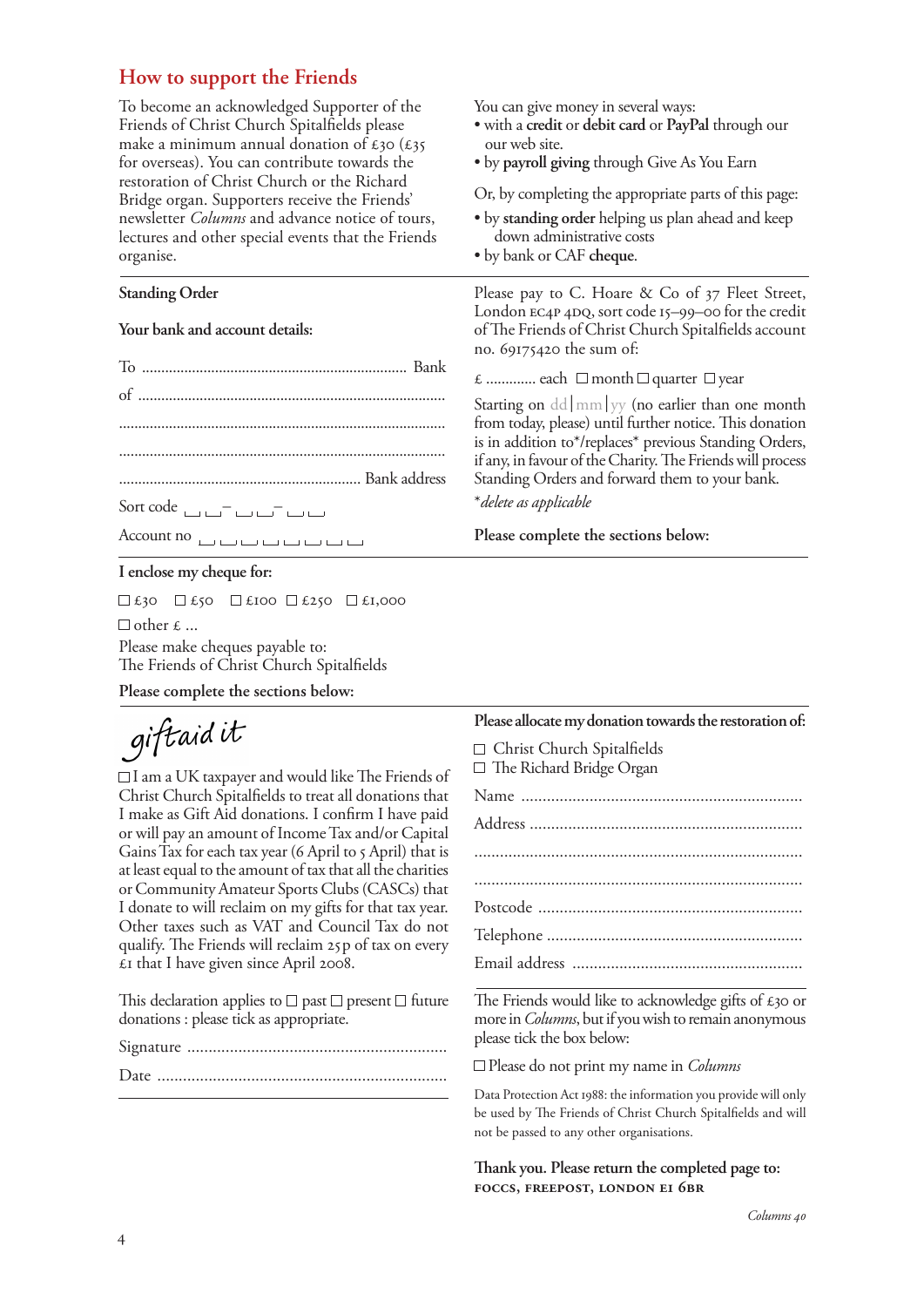## How to support the Friends

To become an acknowledged Supporter of the Friends of Christ Church Spitalfields please make a minimum annual donation of £30 (£35 for overseas). You can contribute towards the restoration of Christ Church or the Richard Bridge organ. Supporters receive the Friends' newsletter *Columns* and advance notice of tours, lectures and other special events that the Friends organise.

You can give money in several ways:

- with a **credit** or **debit card** or **PayPal** through our web site.
- by **payroll giving** through Give As You Earn

Or, by completing the appropriate parts of this page:

- by **standing order** helping us plan ahead and keep down administrative costs
- by bank or CAF **cheque**.

---

**Standing Order**

**Your bank and account details:**

To ................................................................ Bank

of ................................................................

................................................................

................................................................

................................................................ Bank address

Sort code ☐☐–☐☐–☐☐

Account no ☐☐☐☐☐☐☐☐

Please pay to C. Hoare & Co of 37 Fleet Street, London EC4P 4DQ, sort code 15–99–00 for the credit of The Friends of Christ Church Spitalfields account no. 69175420 the sum of:

£ ............ each ☐ month ☐ quarter ☐ year

Starting on dd|mm|yy (no earlier than one month from today, please) until further notice. This donation is in addition to\*/replaces\* previous Standing Orders, if any, in favour of the Charity. The Friends will process Standing Orders and forward them to your bank.

\**delete as applicable*

**Please complete the sections below:**

---

**I enclose my cheque for:**

☐ £30 ☐ £50 ☐ £100 ☐ £250 ☐ £1,000

☐ other £ ...

Please make cheques payable to:
The Friends of Christ Church Spitalfields

**Please complete the sections below:**

---

*giftaid it*

☐ I am a UK taxpayer and would like The Friends of Christ Church Spitalfields to treat all donations that I make as Gift Aid donations. I confirm I have paid or will pay an amount of Income Tax and/or Capital Gains Tax for each tax year (6 April to 5 April) that is at least equal to the amount of tax that all the charities or Community Amateur Sports Clubs (CASCs) that I donate to will reclaim on my gifts for that tax year. Other taxes such as VAT and Council Tax do not qualify. The Friends will reclaim 25p of tax on every £1 that I have given since April 2008.

This declaration applies to ☐ past ☐ present ☐ future donations : please tick as appropriate.

Signature ................................................................

Date ................................................................

**Please allocate my donation towards the restoration of:**

☐ Christ Church Spitalfields
☐ The Richard Bridge Organ

Name ................................................................

Address ................................................................

................................................................

................................................................

Postcode ................................................................

Telephone ................................................................

Email address ................................................................

The Friends would like to acknowledge gifts of £30 or more in *Columns*, but if you wish to remain anonymous please tick the box below:

☐ Please do not print my name in *Columns*

Data Protection Act 1988: the information you provide will only be used by The Friends of Christ Church Spitalfields and will not be passed to any other organisations.

**Thank you. Please return the completed page to:**
FOCCS, FREEPOST, LONDON E1 6BR